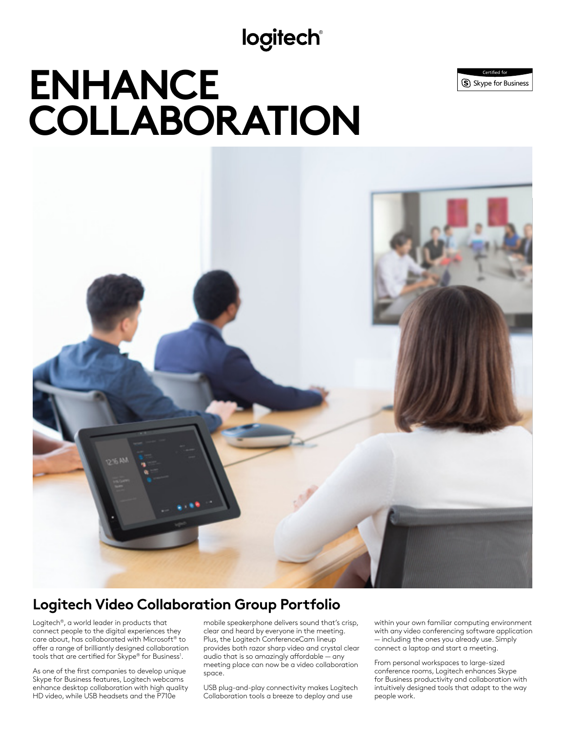# ENHANCE COLLABORATION

Certified for Skype for Business

## Logitech Video Collaboration Group Portfolio

Logitech®, a world leader in products that connect people to the digital experiences they care about, has collaborated with Microsoft® to offer a range of brilliantly designed collaboration tools that are certified for Skype® for Business[1].

As one of the first companies to develop unique Skype for Business features, Logitech webcams enhance desktop collaboration with high quality HD video, while USB headsets and the P710e mobile speakerphone delivers sound that's crisp, clear and heard by everyone in the meeting. Plus, the Logitech ConferenceCam lineup provides both razor sharp video and crystal clear audio that is so amazingly affordable — any meeting place can now be a video collaboration space.

USB plug-and-play connectivity makes Logitech Collaboration tools a breeze to deploy and use within your own familiar computing environment with any video conferencing software application — including the ones you already use. Simply connect a laptop and start a meeting.

From personal workspaces to large-sized conference rooms, Logitech enhances Skype for Business productivity and collaboration with intuitively designed tools that adapt to the way people work.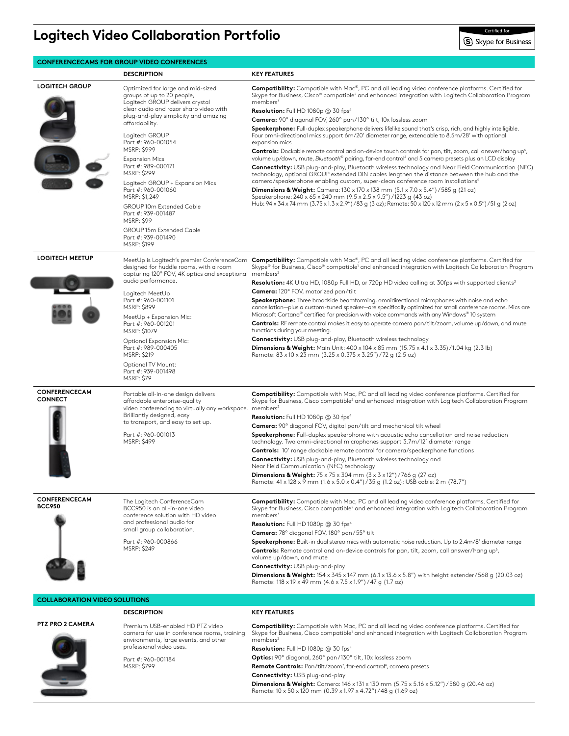# Logitech Video Collaboration Portfolio

Certified for Skype for Business

## CONFERENCECAMS FOR GROUP VIDEO CONFERENCES

| | DESCRIPTION | KEY FEATURES |
|---|---|---|
| **LOGITECH GROUP** | Optimized for large and mid-sized groups of up to 20 people, Logitech GROUP delivers crystal clear audio and razor sharp video with plug-and-play simplicity and amazing affordability.<br><br>Logitech GROUP<br>Part #: 960-001054<br>MSRP: $999<br><br>Expansion Mics<br>Part #: 989-000171<br>MSRP: $299<br><br>Logitech GROUP + Expansion Mics<br>Part #: 960-001060<br>MSRP: $1,249<br><br>GROUP 10m Extended Cable<br>Part #: 939-001487<br>MSRP: $99<br><br>GROUP 15m Extended Cable<br>Part #: 939-001490<br>MSRP: $199 | **Compatibility:** Compatible with Mac®, PC and all leading video conference platforms. Certified for Skype for Business, Cisco® compatible[2] and enhanced integration with Logitech Collaboration Program members[3]<br><br>**Resolution:** Full HD 1080p @ 30 fps[4]<br><br>**Camera:** 90° diagonal FOV, 260° pan/130° tilt, 10x lossless zoom<br><br>**Speakerphone:** Full-duplex speakerphone delivers lifelike sound that's crisp, rich, and highly intelligible. Four omni-directional mics support 6m/20' diameter range, extendable to 8.5m/28' with optional expansion mics<br><br>**Controls:** Dockable remote control and on-device touch controls for pan, tilt, zoom, call answer/hang up[6], volume up/down, mute, *Bluetooth*® pairing, far-end control[4] and 5 camera presets plus an LCD display<br><br>**Connectivity:** USB plug-and-play, Bluetooth wireless technology and Near Field Communication (NFC) technology, optional GROUP extended DIN cables lengthen the distance between the hub and the camera/speakerphone enabling custom, super-clean conference room installations[5]<br><br>**Dimensions & Weight:** Camera: 130 x 170 x 138 mm (5.1 x 7.0 x 5.4") / 585 g (21 oz)<br>Speakerphone: 240 x 65 x 240 mm (9.5 x 2.5 x 9.5") / 1223 g (43 oz)<br>Hub: 94 x 34 x 74 mm (3.75 x 1.3 x 2.9") / 83 g (3 oz); Remote: 50 x 120 x 12 mm (2 x 5 x 0.5") / 51 g (2 oz) |
| **LOGITECH MEETUP** | MeetUp is Logitech's premier ConferenceCam designed for huddle rooms, with a room capturing 120° FOV, 4K optics and exceptional audio performance.<br><br>Logitech MeetUp<br>Part #: 960-001101<br>MSRP: $899<br><br>MeetUp + Expansion Mic:<br>Part #: 960-001201<br>MSRP: $1079<br><br>Optional Expansion Mic:<br>Part #: 989-000405<br>MSRP: $219<br><br>Optional TV Mount:<br>Part #: 939-001498<br>MSRP: $79 | **Compatibility:** Compatible with Mac®, PC and all leading video conference platforms. Certified for Skype® for Business, Cisco® compatible[1] and enhanced integration with Logitech Collaboration Program members[2]<br><br>**Resolution:** 4K Ultra HD, 1080p Full HD, or 720p HD video calling at 30fps with supported clients[3]<br><br>**Camera:** 120° FOV, motorized pan/tilt<br><br>**Speakerphone:** Three broadside beamforming, omnidirectional microphones with noise and echo cancellation—plus a custom-tuned speaker—are specifically optimized for small conference rooms. Mics are Microsoft Cortana® certified for precision with voice commands with any Windows® 10 system<br><br>**Controls:** RF remote control makes it easy to operate camera pan/tilt/zoom, volume up/down, and mute functions during your meeting.<br><br>**Connectivity:** USB plug-and-play, Bluetooth wireless technology<br><br>**Dimensions & Weight:** Main Unit: 400 x 104 x 85 mm (15.75 x 4.1 x 3.35) / 1.04 kg (2.3 lb)<br>Remote: 83 x 10 x 23 mm (3.25 x 0.375 x 3.25") / 72 g (2.5 oz) |
| **CONFERENCECAM CONNECT** | Portable all-in-one design delivers affordable enterprise-quality video conferencing to virtually any workspace. Brilliantly designed, easy to transport, and easy to set up.<br><br>Part #: 960-001013<br>MSRP: $499 | **Compatibility:** Compatible with Mac, PC and all leading video conference platforms. Certified for Skype for Business, Cisco compatible[2] and enhanced integration with Logitech Collaboration Program members[3]<br><br>**Resolution:** Full HD 1080p @ 30 fps[4]<br><br>**Camera:** 90° diagonal FOV, digital pan/tilt and mechanical tilt wheel<br><br>**Speakerphone:** Full-duplex speakerphone with acoustic echo cancellation and noise reduction technology. Two omni-directional microphones support 3.7m/12' diameter range<br><br>**Controls:** 10' range dockable remote control for camera/speakerphone functions<br><br>**Connectivity:** USB plug-and-play, Bluetooth wireless technology and Near Field Communication (NFC) technology<br><br>**Dimensions & Weight:** 75 x 75 x 304 mm (3 x 3 x 12") / 766 g (27 oz)<br>Remote: 41 x 128 x 9 mm (1.6 x 5.0 x 0.4") / 35 g (1.2 oz); USB cable: 2 m (78.7") |
| **CONFERENCECAM BCC950** | The Logitech ConferenceCam BCC950 is an all-in-one video conference solution with HD video and professional audio for small group collaboration.<br><br>Part #: 960-000866<br>MSRP: $249 | **Compatibility:** Compatible with Mac, PC and all leading video conference platforms. Certified for Skype for Business, Cisco compatible[2] and enhanced integration with Logitech Collaboration Program members[3]<br><br>**Resolution:** Full HD 1080p @ 30 fps[4]<br><br>**Camera:** 78° diagonal FOV, 180° pan/55° tilt<br><br>**Speakerphone:** Built-in dual stereo mics with automatic noise reduction. Up to 2.4m/8' diameter range<br><br>**Controls:** Remote control and on-device controls for pan, tilt, zoom, call answer/hang up[6], volume up/down, and mute<br><br>**Connectivity:** USB plug-and-play<br><br>**Dimensions & Weight:** 154 x 345 x 147 mm (6.1 x 13.6 x 5.8") with height extender / 568 g (20.03 oz)<br>Remote: 118 x 19 x 49 mm (4.6 x 7.5 x 1.9") / 47 g (1.7 oz) |

## COLLABORATION VIDEO SOLUTIONS

| | DESCRIPTION | KEY FEATURES |
|---|---|---|
| **PTZ PRO 2 CAMERA** | Premium USB-enabled HD PTZ video camera for use in conference rooms, training environments, large events, and other professional video uses.<br><br>Part #: 960-001184<br>MSRP: $799 | **Compatibility:** Compatible with Mac, PC and all leading video conference platforms. Certified for Skype for Business, Cisco compatible[1] and enhanced integration with Logitech Collaboration Program members[2]<br><br>**Resolution:** Full HD 1080p @ 30 fps[4]<br><br>**Optics:** 90° diagonal, 260° pan/130° tilt, 10x lossless zoom<br><br>**Remote Controls:** Pan/tilt/zoom[7], far-end control[8], camera presets<br><br>**Connectivity:** USB plug-and-play<br><br>**Dimensions & Weight:** Camera: 146 x 131 x 130 mm (5.75 x 5.16 x 5.12") / 580 g (20.46 oz)<br>Remote: 10 x 50 x 120 mm (0.39 x 1.97 x 4.72") / 48 g (1.69 oz) |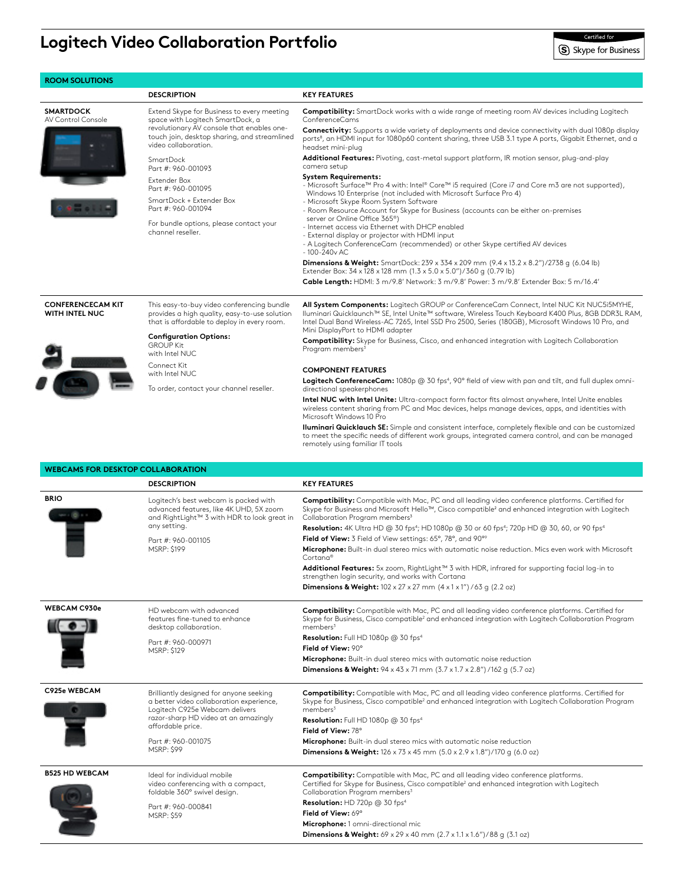# Logitech Video Collaboration Portfolio

Certified for Skype for Business

## ROOM SOLUTIONS

| | DESCRIPTION | KEY FEATURES |
|---|---|---|
| **SMARTDOCK** AV Control Console | Extend Skype for Business to every meeting space with Logitech SmartDock, a revolutionary AV console that enables one-touch join, desktop sharing, and streamlined video collaboration.<br><br>SmartDock<br>Part #: 960-001093<br><br>Extender Box<br>Part #: 960-001095<br><br>SmartDock + Extender Box<br>Part #: 960-001094<br><br>For bundle options, please contact your channel reseller. | **Compatibility:** SmartDock works with a wide range of meeting room AV devices including Logitech ConferenceCams<br><br>**Connectivity:** Supports a wide variety of deployments and device connectivity with dual 1080p display ports[8], an HDMI input for 1080p60 content sharing, three USB 3.1 type A ports, Gigabit Ethernet, and a headset mini-plug<br><br>**Additional Features:** Pivoting, cast-metal support platform, IR motion sensor, plug-and-play camera setup<br><br>**System Requirements:**<br>- Microsoft Surface™ Pro 4 with: Intel® Core™ i5 required (Core i7 and Core m3 are not supported), Windows 10 Enterprise (not included with Microsoft Surface Pro 4)<br>- Microsoft Skype Room System Software<br>- Room Resource Account for Skype for Business (accounts can be either on-premises server or Online Office 365®)<br>- Internet access via Ethernet with DHCP enabled<br>- External display or projector with HDMI input<br>- A Logitech ConferenceCam (recommended) or other Skype certified AV devices<br>- 100-240v AC<br><br>**Dimensions & Weight:** SmartDock: 239 x 334 x 209 mm (9.4 x 13.2 x 8.2")/2738 g (6.04 lb) Extender Box: 34 x 128 x 128 mm (1.3 x 5.0 x 5.0")/360 g (0.79 lb)<br><br>**Cable Length:** HDMI: 3 m/9.8' Network: 3 m/9.8' Power: 3 m/9.8' Extender Box: 5 m/16.4' |
| **CONFERENCECAM KIT WITH INTEL NUC** | This easy-to-buy video conferencing bundle provides a high quality, easy-to-use solution that is affordable to deploy in every room.<br><br>**Configuration Options:**<br>GROUP Kit with Intel NUC<br><br>Connect Kit with Intel NUC<br><br>To order, contact your channel reseller. | **All System Components:** Logitech GROUP or ConferenceCam Connect, Intel NUC Kit NUC5i5MYHE, Illuminari Quicklaunch™ SE, Intel Unite™ software, Wireless Touch Keyboard K400 Plus, 8GB DDR3L RAM, Intel Dual Band Wireless-AC 7265, Intel SSD Pro 2500, Series (180GB), Microsoft Windows 10 Pro, and Mini DisplayPort to HDMI adapter<br><br>**Compatibility:** Skype for Business, Cisco, and enhanced integration with Logitech Collaboration Program members[3]<br><br>**COMPONENT FEATURES**<br><br>**Logitech ConferenceCam:** 1080p @ 30 fps[4], 90° field of view with pan and tilt, and full duplex omni-directional speakerphones<br><br>**Intel NUC with Intel Unite:** Ultra-compact form factor fits almost anywhere, Intel Unite enables wireless content sharing from PC and Mac devices, helps manage devices, apps, and identities with Microsoft Windows 10 Pro<br><br>**Illuminari Quicklauch SE:** Simple and consistent interface, completely flexible and can be customized to meet the specific needs of different work groups, integrated camera control, and can be managed remotely using familiar IT tools |

## WEBCAMS FOR DESKTOP COLLABORATION

| | DESCRIPTION | KEY FEATURES |
|---|---|---|
| **BRIO** | Logitech's best webcam is packed with advanced features, like 4K UHD, 5X zoom and RightLight™ 3 with HDR to look great in any setting.<br><br>Part #: 960-001105<br>MSRP: $199 | **Compatibility:** Compatible with Mac, PC and all leading video conference platforms. Certified for Skype for Business and Microsoft Hello™, Cisco compatible[2] and enhanced integration with Logitech Collaboration Program members[3]<br><br>**Resolution:** 4K Ultra HD @ 30 fps[4]; HD 1080p @ 30 or 60 fps[4]; 720p HD @ 30, 60, or 90 fps[4]<br><br>**Field of View:** 3 Field of View settings: 65°, 78°, and 90°[9]<br><br>**Microphone:** Built-in dual stereo mics with automatic noise reduction. Mics even work with Microsoft Cortana®<br><br>**Additional Features:** 5x zoom, RightLight™ 3 with HDR, infrared for supporting facial log-in to strengthen login security, and works with Cortana<br><br>**Dimensions & Weight:** 102 x 27 x 27 mm (4 x 1 x 1")/63 g (2.2 oz) |
| **WEBCAM C930e** | HD webcam with advanced features fine-tuned to enhance desktop collaboration.<br><br>Part #: 960-000971<br>MSRP: $129 | **Compatibility:** Compatible with Mac, PC and all leading video conference platforms. Certified for Skype for Business, Cisco compatible[2] and enhanced integration with Logitech Collaboration Program members[3]<br><br>**Resolution:** Full HD 1080p @ 30 fps[4]<br><br>**Field of View:** 90°<br><br>**Microphone:** Built-in dual stereo mics with automatic noise reduction<br><br>**Dimensions & Weight:** 94 x 43 x 71 mm (3.7 x 1.7 x 2.8")/162 g (5.7 oz) |
| **C925e WEBCAM** | Brilliantly designed for anyone seeking a better video collaboration experience, Logitech C925e Webcam delivers razor-sharp HD video at an amazingly affordable price.<br><br>Part #: 960-001075<br>MSRP: $99 | **Compatibility:** Compatible with Mac, PC and all leading video conference platforms. Certified for Skype for Business, Cisco compatible[2] and enhanced integration with Logitech Collaboration Program members[3]<br><br>**Resolution:** Full HD 1080p @ 30 fps[4]<br><br>**Field of View:** 78°<br><br>**Microphone:** Built-in dual stereo mics with automatic noise reduction<br><br>**Dimensions & Weight:** 126 x 73 x 45 mm (5.0 x 2.9 x 1.8")/170 g (6.0 oz) |
| **B525 HD WEBCAM** | Ideal for individual mobile video conferencing with a compact, foldable 360° swivel design.<br><br>Part #: 960-000841<br>MSRP: $59 | **Compatibility:** Compatible with Mac, PC and all leading video conference platforms. Certified for Skype for Business, Cisco compatible[2] and enhanced integration with Logitech Collaboration Program members[3]<br><br>**Resolution:** HD 720p @ 30 fps[4]<br><br>**Field of View:** 69°<br><br>**Microphone:** 1 omni-directional mic<br><br>**Dimensions & Weight:** 69 x 29 x 40 mm (2.7 x 1.1 x 1.6")/88 g (3.1 oz) |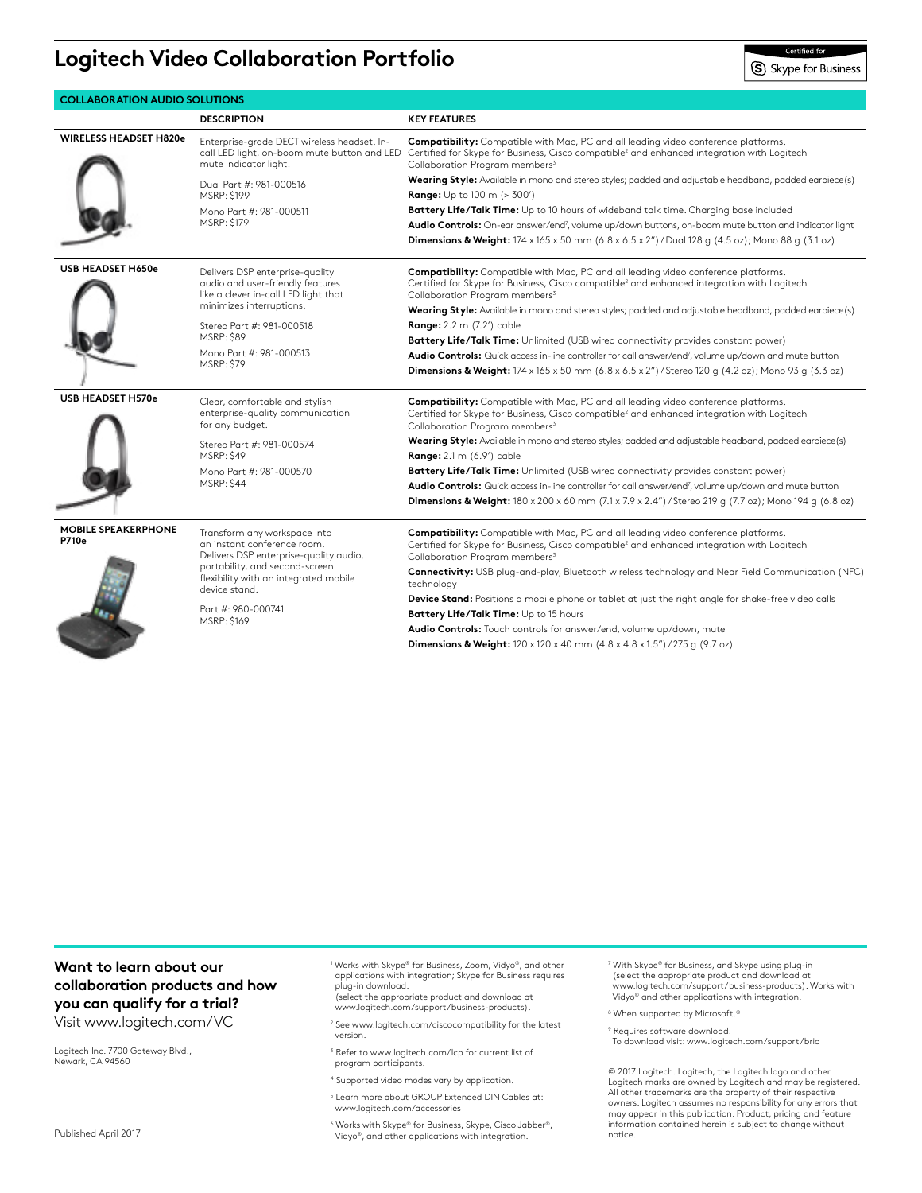# Logitech Video Collaboration Portfolio

Certified for Skype for Business

## COLLABORATION AUDIO SOLUTIONS

| | DESCRIPTION | KEY FEATURES |
|---|---|---|
| **WIRELESS HEADSET H820e** | Enterprise-grade DECT wireless headset. In-call LED light, on-boom mute button and LED mute indicator light.<br><br>Dual Part #: 981-000516<br>MSRP: $199<br><br>Mono Part #: 981-000511<br>MSRP: $179 | **Compatibility:** Compatible with Mac, PC and all leading video conference platforms. Certified for Skype for Business, Cisco compatible[2] and enhanced integration with Logitech Collaboration Program members[3]<br>**Wearing Style:** Available in mono and stereo styles; padded and adjustable headband, padded earpiece(s)<br>**Range:** Up to 100 m (> 300')<br>**Battery Life/Talk Time:** Up to 10 hours of wideband talk time. Charging base included<br>**Audio Controls:** On-ear answer/end[7], volume up/down buttons, on-boom mute button and indicator light<br>**Dimensions & Weight:** 174 x 165 x 50 mm (6.8 x 6.5 x 2") / Dual 128 g (4.5 oz); Mono 88 g (3.1 oz) |
| **USB HEADSET H650e** | Delivers DSP enterprise-quality audio and user-friendly features like a clever in-call LED light that minimizes interruptions.<br><br>Stereo Part #: 981-000518<br>MSRP: $89<br><br>Mono Part #: 981-000513<br>MSRP: $79 | **Compatibility:** Compatible with Mac, PC and all leading video conference platforms. Certified for Skype for Business, Cisco compatible[2] and enhanced integration with Logitech Collaboration Program members[3]<br>**Wearing Style:** Available in mono and stereo styles; padded and adjustable headband, padded earpiece(s)<br>**Range:** 2.2 m (7.2') cable<br>**Battery Life/Talk Time:** Unlimited (USB wired connectivity provides constant power)<br>**Audio Controls:** Quick access in-line controller for call answer/end[7], volume up/down and mute button<br>**Dimensions & Weight:** 174 x 165 x 50 mm (6.8 x 6.5 x 2") / Stereo 120 g (4.2 oz); Mono 93 g (3.3 oz) |
| **USB HEADSET H570e** | Clear, comfortable and stylish enterprise-quality communication for any budget.<br><br>Stereo Part #: 981-000574<br>MSRP: $49<br><br>Mono Part #: 981-000570<br>MSRP: $44 | **Compatibility:** Compatible with Mac, PC and all leading video conference platforms. Certified for Skype for Business, Cisco compatible[2] and enhanced integration with Logitech Collaboration Program members[3]<br>**Wearing Style:** Available in mono and stereo styles; padded and adjustable headband, padded earpiece(s)<br>**Range:** 2.1 m (6.9') cable<br>**Battery Life/Talk Time:** Unlimited (USB wired connectivity provides constant power)<br>**Audio Controls:** Quick access in-line controller for call answer/end[7], volume up/down and mute button<br>**Dimensions & Weight:** 180 x 200 x 60 mm (7.1 x 7.9 x 2.4") / Stereo 219 g (7.7 oz); Mono 194 g (6.8 oz) |
| **MOBILE SPEAKERPHONE P710e** | Transform any workspace into an instant conference room. Delivers DSP enterprise-quality audio, portability, and second-screen flexibility with an integrated mobile device stand.<br><br>Part #: 980-000741<br>MSRP: $169 | **Compatibility:** Compatible with Mac, PC and all leading video conference platforms. Certified for Skype for Business, Cisco compatible[2] and enhanced integration with Logitech Collaboration Program members[3]<br>**Connectivity:** USB plug-and-play, Bluetooth wireless technology and Near Field Communication (NFC) technology<br>**Device Stand:** Positions a mobile phone or tablet at just the right angle for shake-free video calls<br>**Battery Life/Talk Time:** Up to 15 hours<br>**Audio Controls:** Touch controls for answer/end, volume up/down, mute<br>**Dimensions & Weight:** 120 x 120 x 40 mm (4.8 x 4.8 x 1.5") / 275 g (9.7 oz) |

**Want to learn about our collaboration products and how you can qualify for a trial?**
Visit www.logitech.com/VC

Logitech Inc. 7700 Gateway Blvd., Newark, CA 94560

Published April 2017

[1] Works with Skype® for Business, Zoom, Vidyo®, and other applications with integration; Skype for Business requires plug-in download. (select the appropriate product and download at www.logitech.com/support/business-products).

[2] See www.logitech.com/ciscocompatibility for the latest version.

[3] Refer to www.logitech.com/lcp for current list of program participants.

[4] Supported video modes vary by application.

[5] Learn more about GROUP Extended DIN Cables at: www.logitech.com/accessories

[6] Works with Skype® for Business, Skype, Cisco Jabber®, Vidyo®, and other applications with integration.

[7] With Skype® for Business, and Skype using plug-in (select the appropriate product and download at www.logitech.com/support/business-products). Works with Vidyo® and other applications with integration.

[8] When supported by Microsoft.®

[9] Requires software download. To download visit: www.logitech.com/support/brio

© 2017 Logitech. Logitech, the Logitech logo and other Logitech marks are owned by Logitech and may be registered. All other trademarks are the property of their respective owners. Logitech assumes no responsibility for any errors that may appear in this publication. Product, pricing and feature information contained herein is subject to change without notice.